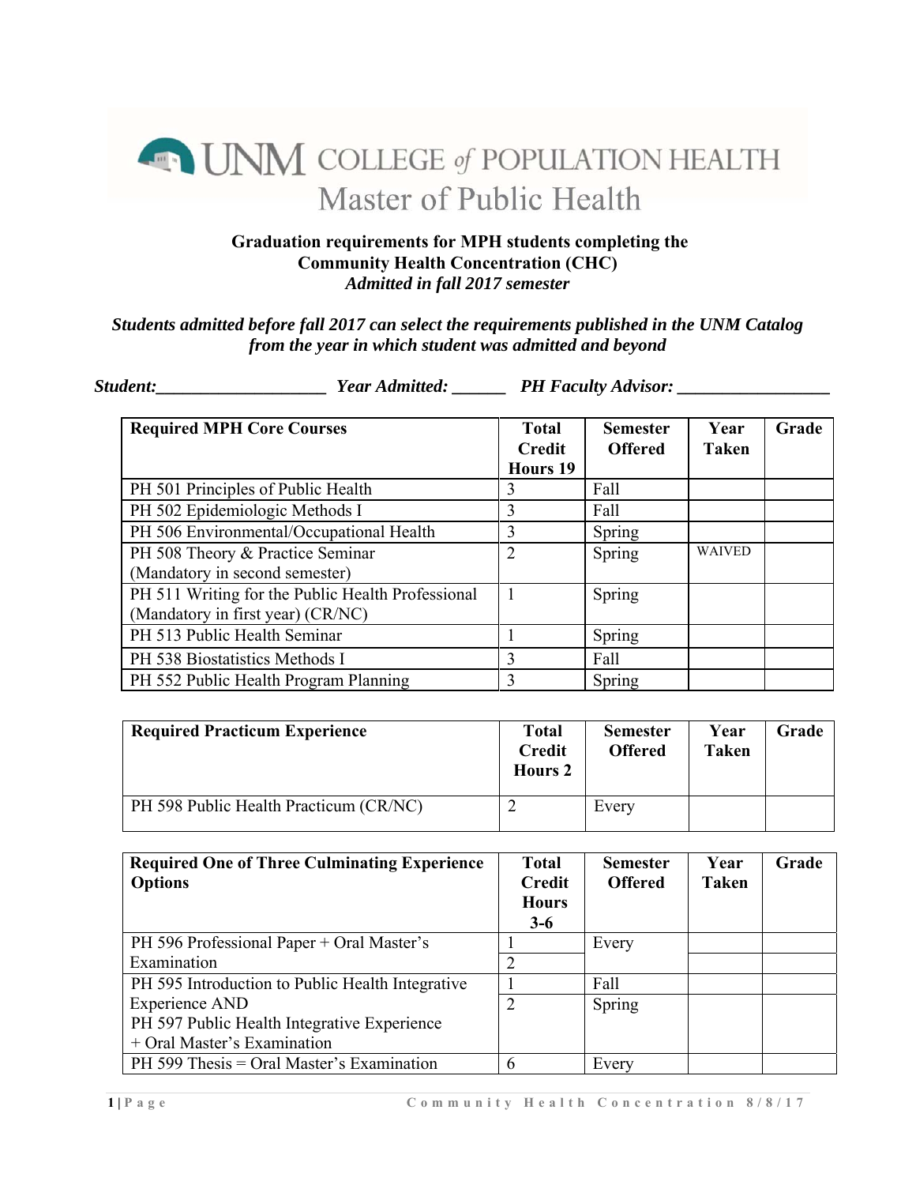# UNM COLLEGE of POPULATION HEALTH

## Master of Public Health

**Graduation requirements for MPH students completing the Community Health Concentration (CHC)**
***Admitted in fall 2017 semester***

***Students admitted before fall 2017 can select the requirements published in the UNM Catalog from the year in which student was admitted and beyond***

***Student:___________________ Year Admitted: ______ PH Faculty Advisor: _________________***

| Required MPH Core Courses | Total Credit Hours 19 | Semester Offered | Year Taken | Grade |
|---|---|---|---|---|
| PH 501 Principles of Public Health | 3 | Fall | | |
| PH 502 Epidemiologic Methods I | 3 | Fall | | |
| PH 506 Environmental/Occupational Health | 3 | Spring | | |
| PH 508 Theory & Practice Seminar (Mandatory in second semester) | 2 | Spring | WAIVED | |
| PH 511 Writing for the Public Health Professional (Mandatory in first year) (CR/NC) | 1 | Spring | | |
| PH 513 Public Health Seminar | 1 | Spring | | |
| PH 538 Biostatistics Methods I | 3 | Fall | | |
| PH 552 Public Health Program Planning | 3 | Spring | | |

| Required Practicum Experience | Total Credit Hours 2 | Semester Offered | Year Taken | Grade |
|---|---|---|---|---|
| PH 598 Public Health Practicum (CR/NC) | 2 | Every | | |

| Required One of Three Culminating Experience Options | Total Credit Hours 3-6 | Semester Offered | Year Taken | Grade |
|---|---|---|---|---|
| PH 596 Professional Paper + Oral Master's Examination | 1 | Every | | |
| | 2 | | | |
| PH 595 Introduction to Public Health Integrative Experience AND | 1 | Fall | | |
| PH 597 Public Health Integrative Experience + Oral Master's Examination | 2 | Spring | | |
| PH 599 Thesis = Oral Master's Examination | 6 | Every | | |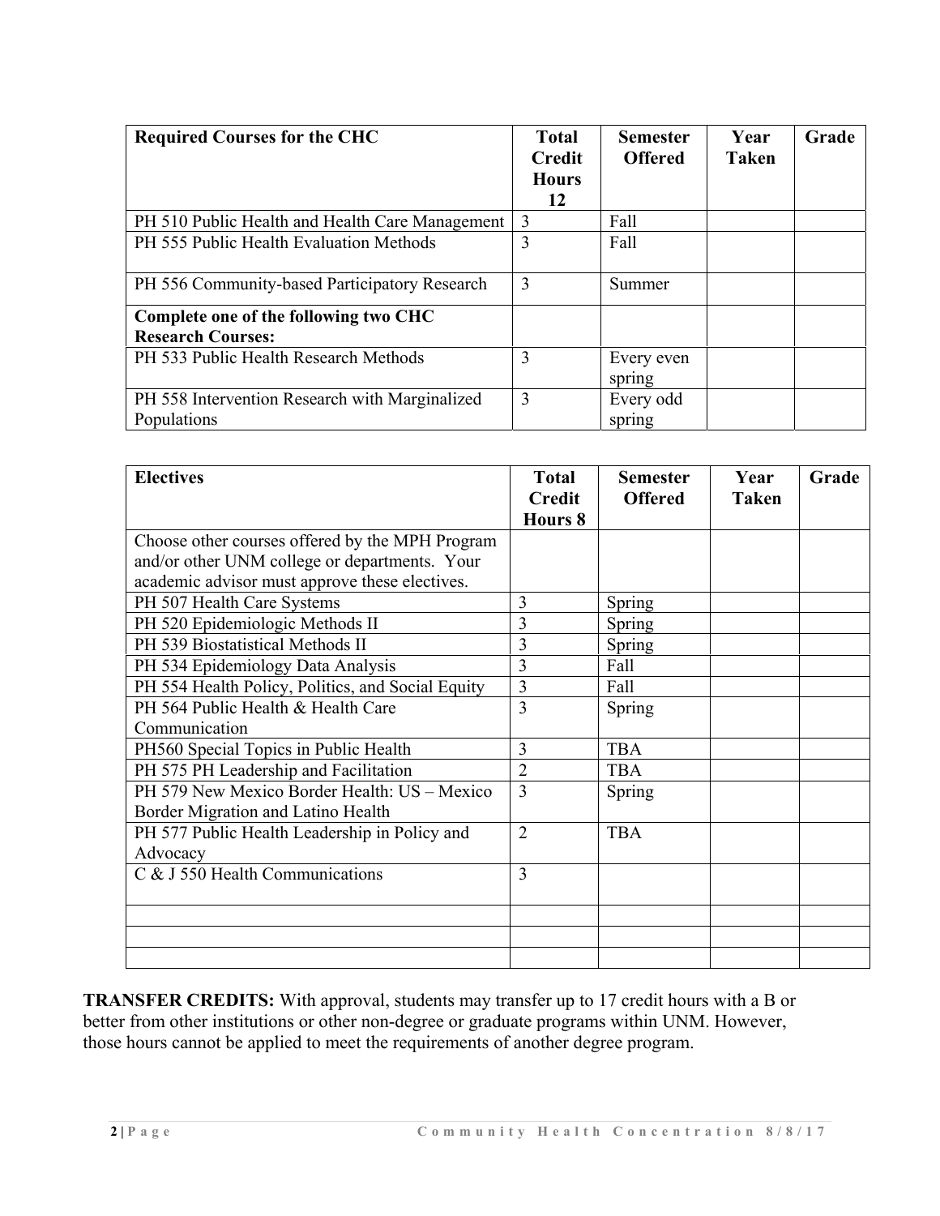| **Required Courses for the CHC** | **Total Credit Hours 12** | **Semester Offered** | **Year Taken** | **Grade** |
|---|---|---|---|---|
| PH 510 Public Health and Health Care Management | 3 | Fall | | |
| PH 555 Public Health Evaluation Methods | 3 | Fall | | |
| PH 556 Community-based Participatory Research | 3 | Summer | | |
| **Complete one of the following two CHC Research Courses:** | | | | |
| PH 533 Public Health Research Methods | 3 | Every even spring | | |
| PH 558 Intervention Research with Marginalized Populations | 3 | Every odd spring | | |

| **Electives** | **Total Credit Hours 8** | **Semester Offered** | **Year Taken** | **Grade** |
|---|---|---|---|---|
| Choose other courses offered by the MPH Program and/or other UNM college or departments. Your academic advisor must approve these electives. | | | | |
| PH 507 Health Care Systems | 3 | Spring | | |
| PH 520 Epidemiologic Methods II | 3 | Spring | | |
| PH 539 Biostatistical Methods II | 3 | Spring | | |
| PH 534 Epidemiology Data Analysis | 3 | Fall | | |
| PH 554 Health Policy, Politics, and Social Equity | 3 | Fall | | |
| PH 564 Public Health & Health Care Communication | 3 | Spring | | |
| PH560 Special Topics in Public Health | 3 | TBA | | |
| PH 575 PH Leadership and Facilitation | 2 | TBA | | |
| PH 579 New Mexico Border Health: US – Mexico Border Migration and Latino Health | 3 | Spring | | |
| PH 577 Public Health Leadership in Policy and Advocacy | 2 | TBA | | |
| C & J 550 Health Communications | 3 | | | |
| | | | | |
| | | | | |
| | | | | |

**TRANSFER CREDITS:** With approval, students may transfer up to 17 credit hours with a B or better from other institutions or other non-degree or graduate programs within UNM. However, those hours cannot be applied to meet the requirements of another degree program.